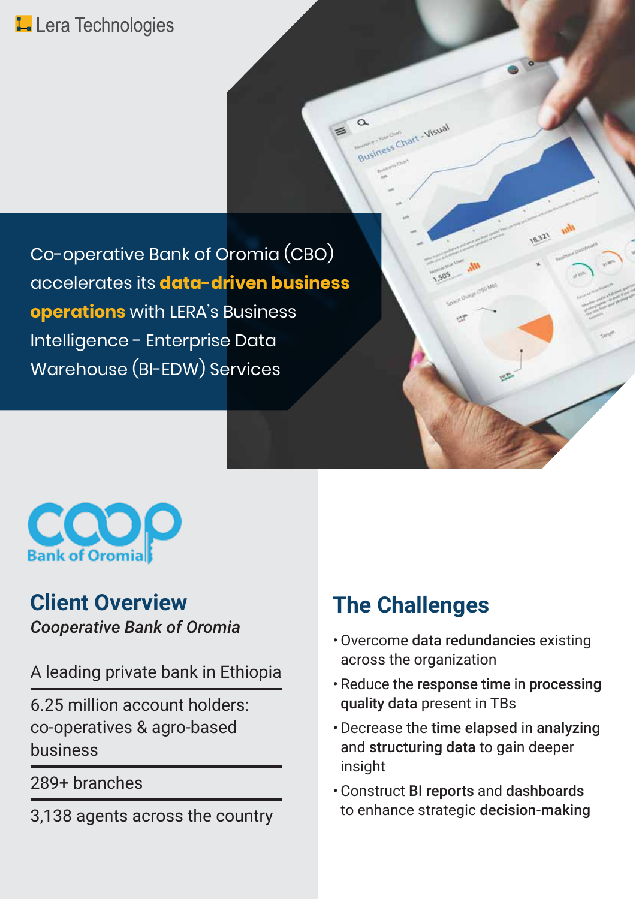Lera Technologies

Co-operative Bank of Oromia (CBO) accelerates its **data-driven business operations** with LERA's Business Intelligence - Enterprise Data Warehouse (BI-EDW) Services

coop Bank of Oromia

## Client Overview

*Cooperative Bank of Oromia*

A leading private bank in Ethiopia

6.25 million account holders: co-operatives & agro-based business

289+ branches

3,138 agents across the country

## The Challenges

- Overcome **data redundancies** existing across the organization
- Reduce the **response time** in **processing quality data** present in TBs
- Decrease the **time elapsed** in **analyzing** and **structuring data** to gain deeper insight
- Construct **BI reports** and **dashboards** to enhance strategic **decision-making**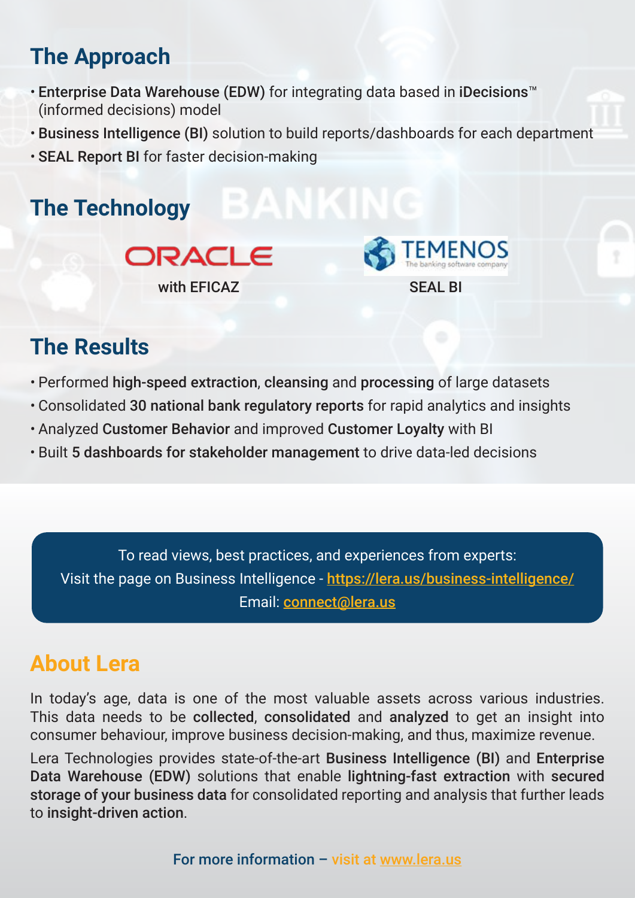## The Approach

- **Enterprise Data Warehouse (EDW)** for integrating data based in **iDecisions**™ (informed decisions) model
- **Business Intelligence (BI)** solution to build reports/dashboards for each department
- **SEAL Report BI** for faster decision-making

## The Technology

ORACLE with EFICAZ

TEMENOS The banking software company — SEAL BI

## The Results

- Performed **high-speed extraction**, **cleansing** and **processing** of large datasets
- Consolidated **30 national bank regulatory reports** for rapid analytics and insights
- Analyzed **Customer Behavior** and improved **Customer Loyalty** with BI
- Built **5 dashboards for stakeholder management** to drive data-led decisions

To read views, best practices, and experiences from experts:
Visit the page on Business Intelligence - https://lera.us/business-intelligence/
Email: connect@lera.us

## About Lera

In today's age, data is one of the most valuable assets across various industries. This data needs to be **collected**, **consolidated** and **analyzed** to get an insight into consumer behaviour, improve business decision-making, and thus, maximize revenue.

Lera Technologies provides state-of-the-art **Business Intelligence (BI)** and **Enterprise Data Warehouse (EDW)** solutions that enable **lightning-fast extraction** with **secured storage of your business data** for consolidated reporting and analysis that further leads to **insight-driven action**.

**For more information – visit at www.lera.us**